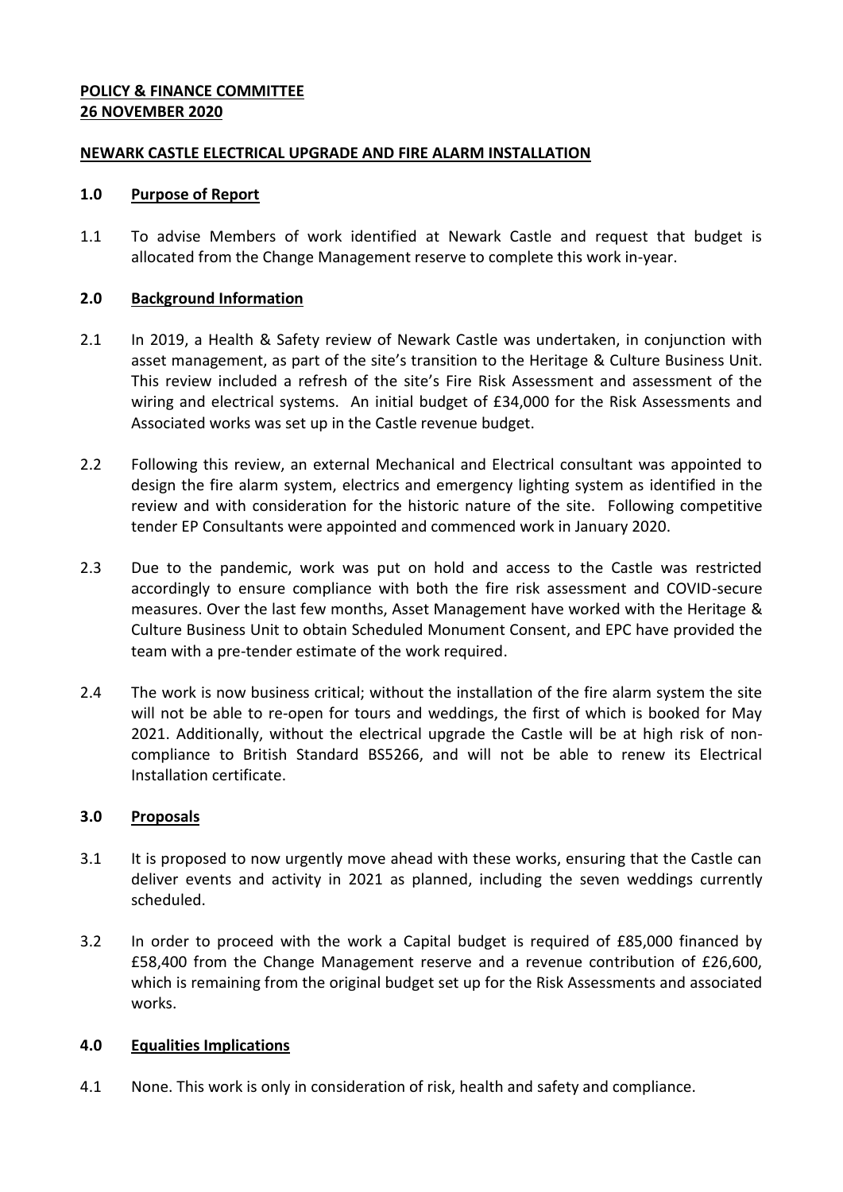**POLICY & FINANCE COMMITTEE**
**26 NOVEMBER 2020**

**NEWARK CASTLE ELECTRICAL UPGRADE AND FIRE ALARM INSTALLATION**

## 1.0 Purpose of Report

1.1 To advise Members of work identified at Newark Castle and request that budget is allocated from the Change Management reserve to complete this work in-year.

## 2.0 Background Information

2.1 In 2019, a Health & Safety review of Newark Castle was undertaken, in conjunction with asset management, as part of the site's transition to the Heritage & Culture Business Unit. This review included a refresh of the site's Fire Risk Assessment and assessment of the wiring and electrical systems. An initial budget of £34,000 for the Risk Assessments and Associated works was set up in the Castle revenue budget.

2.2 Following this review, an external Mechanical and Electrical consultant was appointed to design the fire alarm system, electrics and emergency lighting system as identified in the review and with consideration for the historic nature of the site. Following competitive tender EP Consultants were appointed and commenced work in January 2020.

2.3 Due to the pandemic, work was put on hold and access to the Castle was restricted accordingly to ensure compliance with both the fire risk assessment and COVID-secure measures. Over the last few months, Asset Management have worked with the Heritage & Culture Business Unit to obtain Scheduled Monument Consent, and EPC have provided the team with a pre-tender estimate of the work required.

2.4 The work is now business critical; without the installation of the fire alarm system the site will not be able to re-open for tours and weddings, the first of which is booked for May 2021. Additionally, without the electrical upgrade the Castle will be at high risk of non-compliance to British Standard BS5266, and will not be able to renew its Electrical Installation certificate.

## 3.0 Proposals

3.1 It is proposed to now urgently move ahead with these works, ensuring that the Castle can deliver events and activity in 2021 as planned, including the seven weddings currently scheduled.

3.2 In order to proceed with the work a Capital budget is required of £85,000 financed by £58,400 from the Change Management reserve and a revenue contribution of £26,600, which is remaining from the original budget set up for the Risk Assessments and associated works.

## 4.0 Equalities Implications

4.1 None. This work is only in consideration of risk, health and safety and compliance.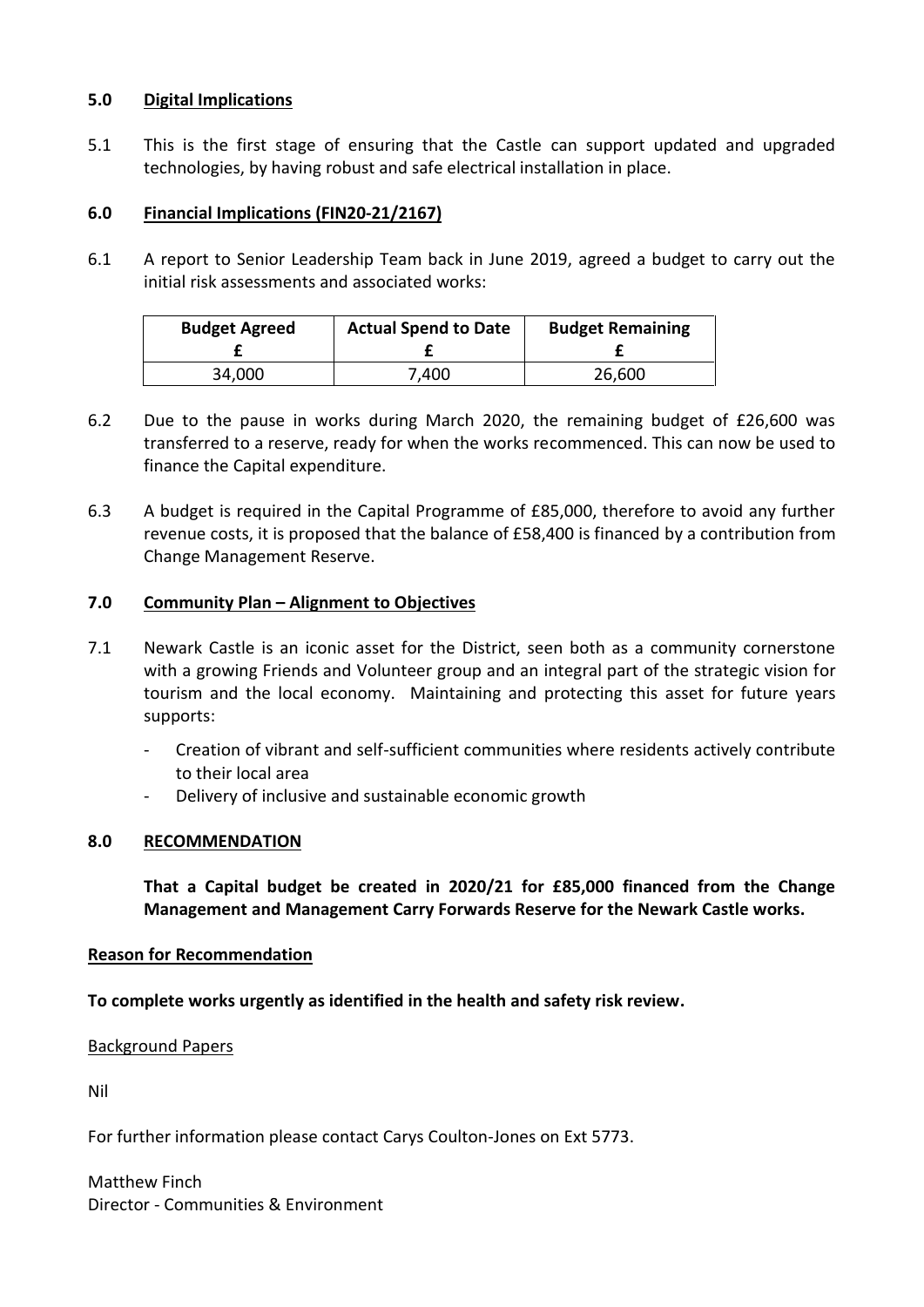## 5.0 Digital Implications

5.1 This is the first stage of ensuring that the Castle can support updated and upgraded technologies, by having robust and safe electrical installation in place.

## 6.0 Financial Implications (FIN20-21/2167)

6.1 A report to Senior Leadership Team back in June 2019, agreed a budget to carry out the initial risk assessments and associated works:

| Budget Agreed £ | Actual Spend to Date £ | Budget Remaining £ |
|---|---|---|
| 34,000 | 7,400 | 26,600 |

6.2 Due to the pause in works during March 2020, the remaining budget of £26,600 was transferred to a reserve, ready for when the works recommenced. This can now be used to finance the Capital expenditure.

6.3 A budget is required in the Capital Programme of £85,000, therefore to avoid any further revenue costs, it is proposed that the balance of £58,400 is financed by a contribution from Change Management Reserve.

## 7.0 Community Plan – Alignment to Objectives

7.1 Newark Castle is an iconic asset for the District, seen both as a community cornerstone with a growing Friends and Volunteer group and an integral part of the strategic vision for tourism and the local economy. Maintaining and protecting this asset for future years supports:

- Creation of vibrant and self-sufficient communities where residents actively contribute to their local area
- Delivery of inclusive and sustainable economic growth

## 8.0 RECOMMENDATION

**That a Capital budget be created in 2020/21 for £85,000 financed from the Change Management and Management Carry Forwards Reserve for the Newark Castle works.**

**Reason for Recommendation**

**To complete works urgently as identified in the health and safety risk review.**

Background Papers

Nil

For further information please contact Carys Coulton-Jones on Ext 5773.

Matthew Finch
Director - Communities & Environment